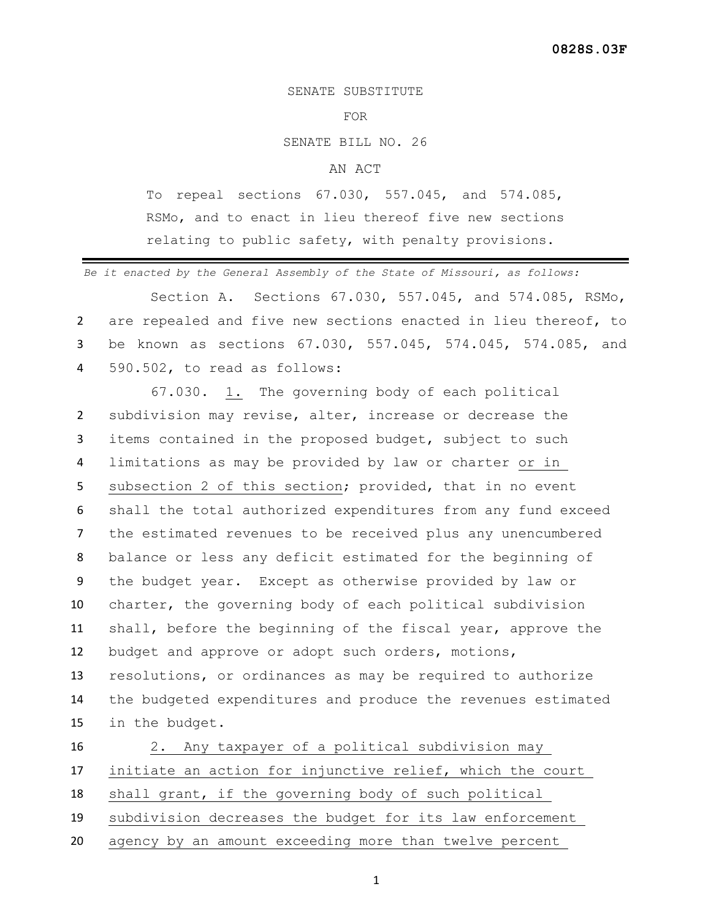0828S.03F

SENATE SUBSTITUTE

FOR

SENATE BILL NO. 26

AN ACT

To repeal sections 67.030, 557.045, and 574.085, RSMo, and to enact in lieu thereof five new sections relating to public safety, with penalty provisions.

---

*Be it enacted by the General Assembly of the State of Missouri, as follows:*

Section A. Sections 67.030, 557.045, and 574.085, RSMo, are repealed and five new sections enacted in lieu thereof, to be known as sections 67.030, 557.045, 574.045, 574.085, and 590.502, to read as follows:

67.030. 1. The governing body of each political subdivision may revise, alter, increase or decrease the items contained in the proposed budget, subject to such limitations as may be provided by law or charter or in subsection 2 of this section; provided, that in no event shall the total authorized expenditures from any fund exceed the estimated revenues to be received plus any unencumbered balance or less any deficit estimated for the beginning of the budget year. Except as otherwise provided by law or charter, the governing body of each political subdivision shall, before the beginning of the fiscal year, approve the budget and approve or adopt such orders, motions, resolutions, or ordinances as may be required to authorize the budgeted expenditures and produce the revenues estimated in the budget.

2. Any taxpayer of a political subdivision may initiate an action for injunctive relief, which the court shall grant, if the governing body of such political subdivision decreases the budget for its law enforcement agency by an amount exceeding more than twelve percent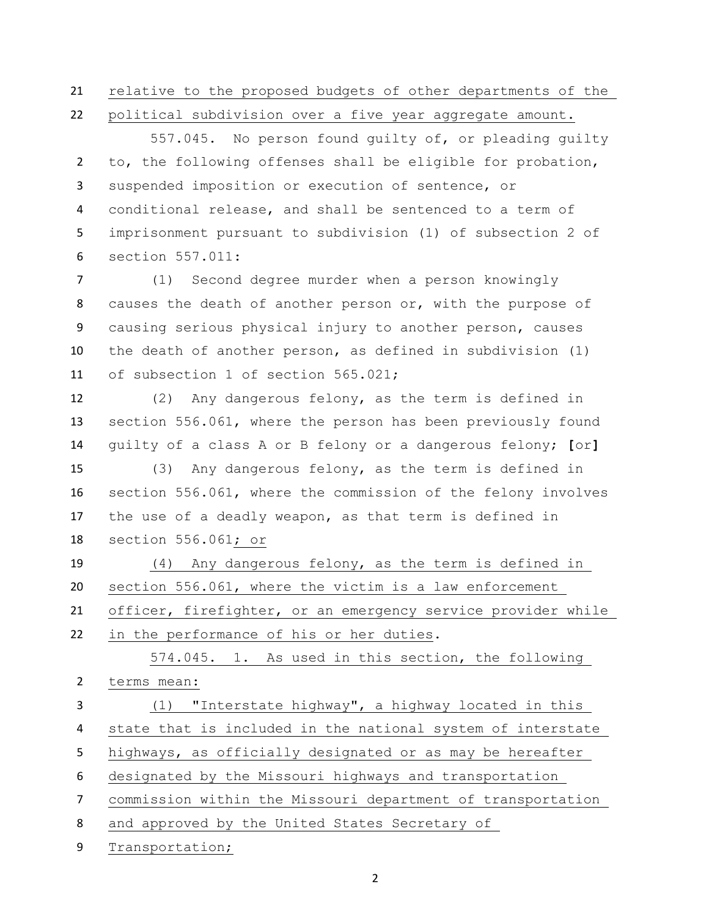relative to the proposed budgets of other departments of the political subdivision over a five year aggregate amount.

557.045. No person found guilty of, or pleading guilty to, the following offenses shall be eligible for probation, suspended imposition or execution of sentence, or conditional release, and shall be sentenced to a term of imprisonment pursuant to subdivision (1) of subsection 2 of section 557.011:

(1) Second degree murder when a person knowingly causes the death of another person or, with the purpose of causing serious physical injury to another person, causes the death of another person, as defined in subdivision (1) of subsection 1 of section 565.021;

(2) Any dangerous felony, as the term is defined in section 556.061, where the person has been previously found guilty of a class A or B felony or a dangerous felony; **[**or**]**

(3) Any dangerous felony, as the term is defined in section 556.061, where the commission of the felony involves the use of a deadly weapon, as that term is defined in section 556.061; or

(4) Any dangerous felony, as the term is defined in section 556.061, where the victim is a law enforcement officer, firefighter, or an emergency service provider while in the performance of his or her duties.

574.045. 1. As used in this section, the following terms mean:

(1) "Interstate highway", a highway located in this state that is included in the national system of interstate highways, as officially designated or as may be hereafter designated by the Missouri highways and transportation commission within the Missouri department of transportation and approved by the United States Secretary of Transportation;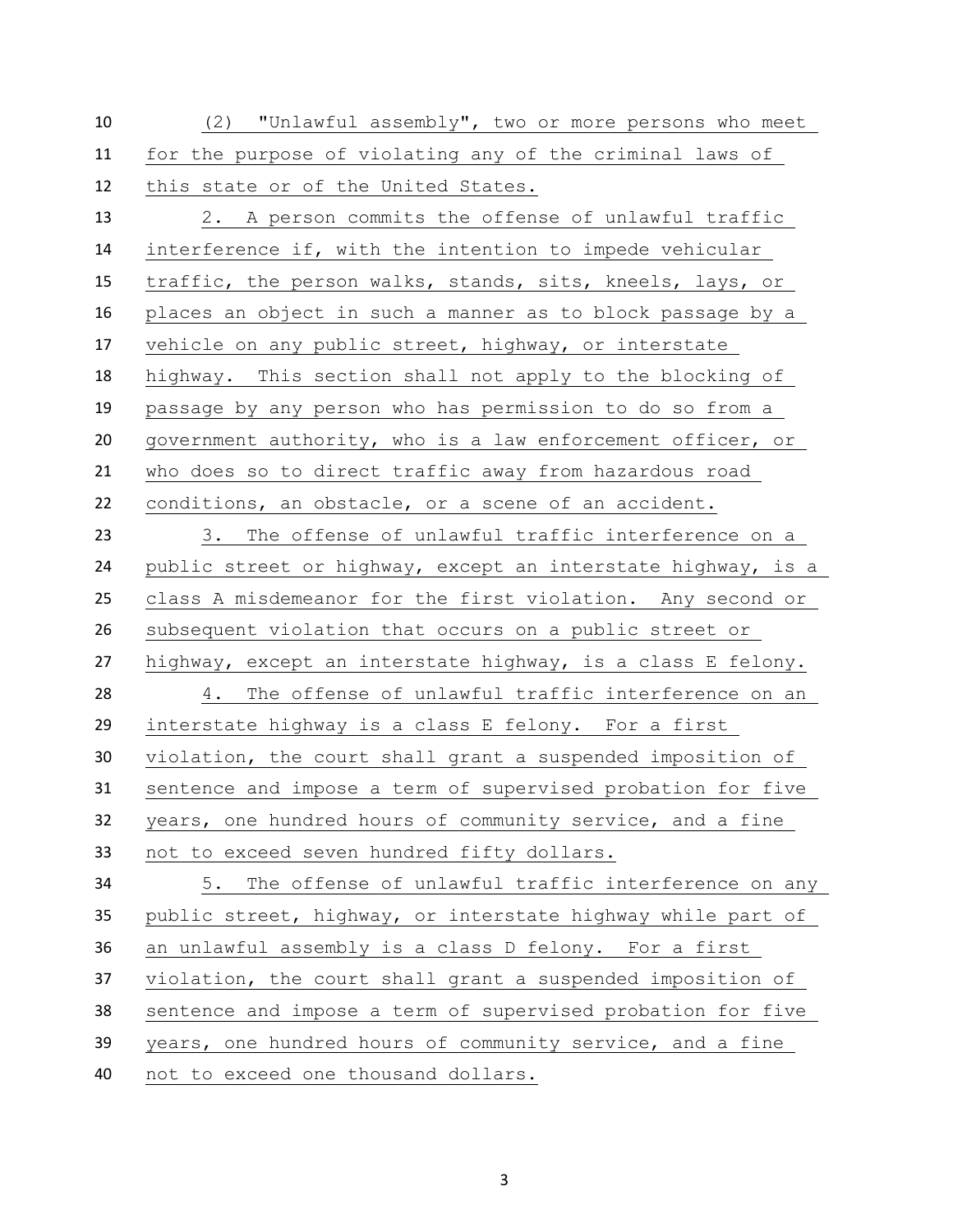(2) "Unlawful assembly", two or more persons who meet for the purpose of violating any of the criminal laws of this state or of the United States.

2. A person commits the offense of unlawful traffic interference if, with the intention to impede vehicular traffic, the person walks, stands, sits, kneels, lays, or places an object in such a manner as to block passage by a vehicle on any public street, highway, or interstate highway. This section shall not apply to the blocking of passage by any person who has permission to do so from a government authority, who is a law enforcement officer, or who does so to direct traffic away from hazardous road conditions, an obstacle, or a scene of an accident.

3. The offense of unlawful traffic interference on a public street or highway, except an interstate highway, is a class A misdemeanor for the first violation. Any second or subsequent violation that occurs on a public street or highway, except an interstate highway, is a class E felony.

4. The offense of unlawful traffic interference on an interstate highway is a class E felony. For a first violation, the court shall grant a suspended imposition of sentence and impose a term of supervised probation for five years, one hundred hours of community service, and a fine not to exceed seven hundred fifty dollars.

5. The offense of unlawful traffic interference on any public street, highway, or interstate highway while part of an unlawful assembly is a class D felony. For a first violation, the court shall grant a suspended imposition of sentence and impose a term of supervised probation for five years, one hundred hours of community service, and a fine not to exceed one thousand dollars.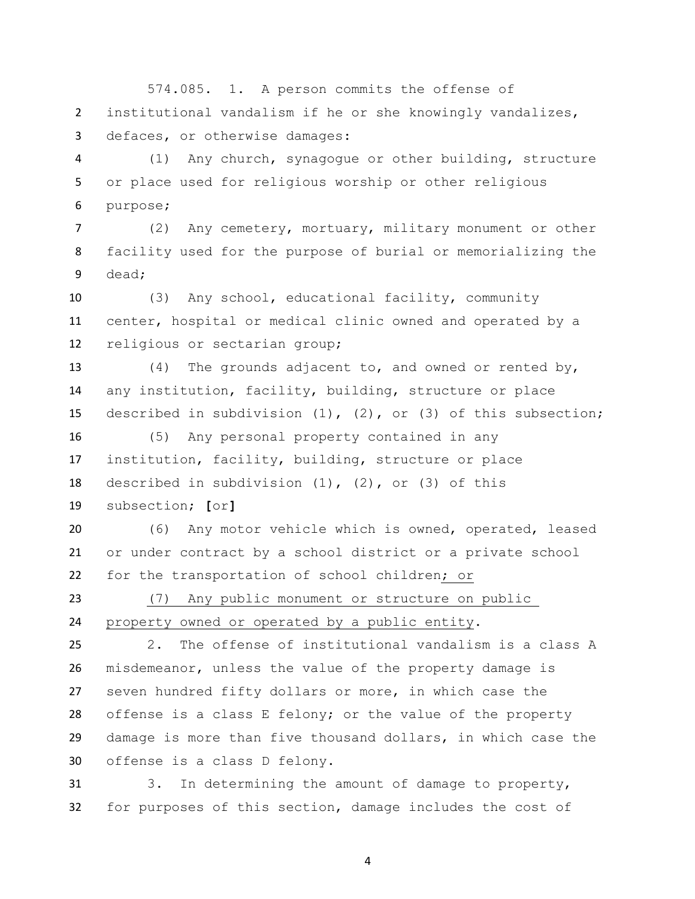574.085. 1. A person commits the offense of institutional vandalism if he or she knowingly vandalizes, defaces, or otherwise damages:

(1) Any church, synagogue or other building, structure or place used for religious worship or other religious purpose;

(2) Any cemetery, mortuary, military monument or other facility used for the purpose of burial or memorializing the dead;

(3) Any school, educational facility, community center, hospital or medical clinic owned and operated by a religious or sectarian group;

(4) The grounds adjacent to, and owned or rented by, any institution, facility, building, structure or place described in subdivision (1), (2), or (3) of this subsection;

(5) Any personal property contained in any institution, facility, building, structure or place described in subdivision (1), (2), or (3) of this subsection; **[**or**]**

(6) Any motor vehicle which is owned, operated, leased or under contract by a school district or a private school for the transportation of school children<u>; or</u>

<u>(7) Any public monument or structure on public property owned or operated by a public entity</u>.

2. The offense of institutional vandalism is a class A misdemeanor, unless the value of the property damage is seven hundred fifty dollars or more, in which case the offense is a class E felony; or the value of the property damage is more than five thousand dollars, in which case the offense is a class D felony.

3. In determining the amount of damage to property, for purposes of this section, damage includes the cost of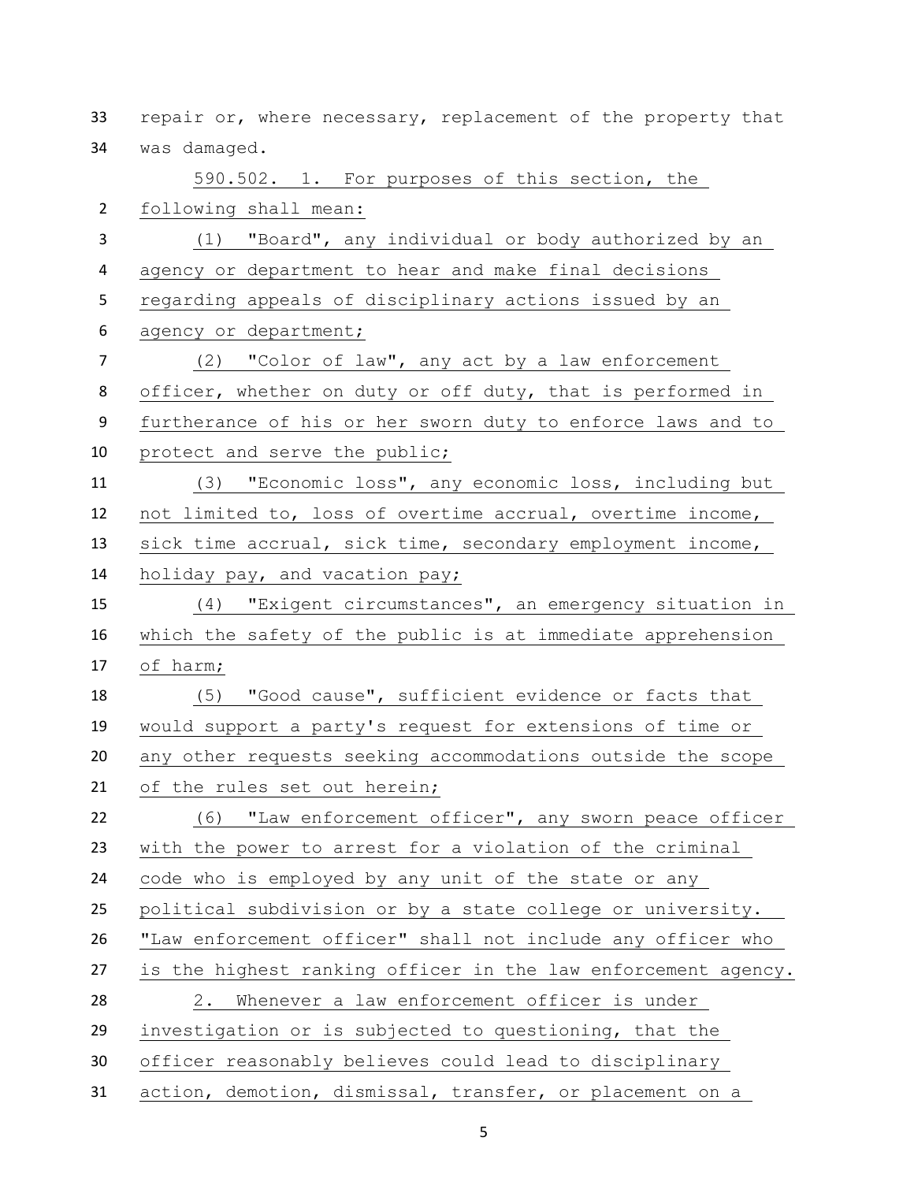repair or, where necessary, replacement of the property that was damaged.

590.502. 1. For purposes of this section, the following shall mean:

(1) "Board", any individual or body authorized by an agency or department to hear and make final decisions regarding appeals of disciplinary actions issued by an agency or department;

(2) "Color of law", any act by a law enforcement officer, whether on duty or off duty, that is performed in furtherance of his or her sworn duty to enforce laws and to protect and serve the public;

(3) "Economic loss", any economic loss, including but not limited to, loss of overtime accrual, overtime income, sick time accrual, sick time, secondary employment income, holiday pay, and vacation pay;

(4) "Exigent circumstances", an emergency situation in which the safety of the public is at immediate apprehension of harm;

(5) "Good cause", sufficient evidence or facts that would support a party's request for extensions of time or any other requests seeking accommodations outside the scope of the rules set out herein;

(6) "Law enforcement officer", any sworn peace officer with the power to arrest for a violation of the criminal code who is employed by any unit of the state or any political subdivision or by a state college or university. "Law enforcement officer" shall not include any officer who is the highest ranking officer in the law enforcement agency.

2. Whenever a law enforcement officer is under investigation or is subjected to questioning, that the officer reasonably believes could lead to disciplinary action, demotion, dismissal, transfer, or placement on a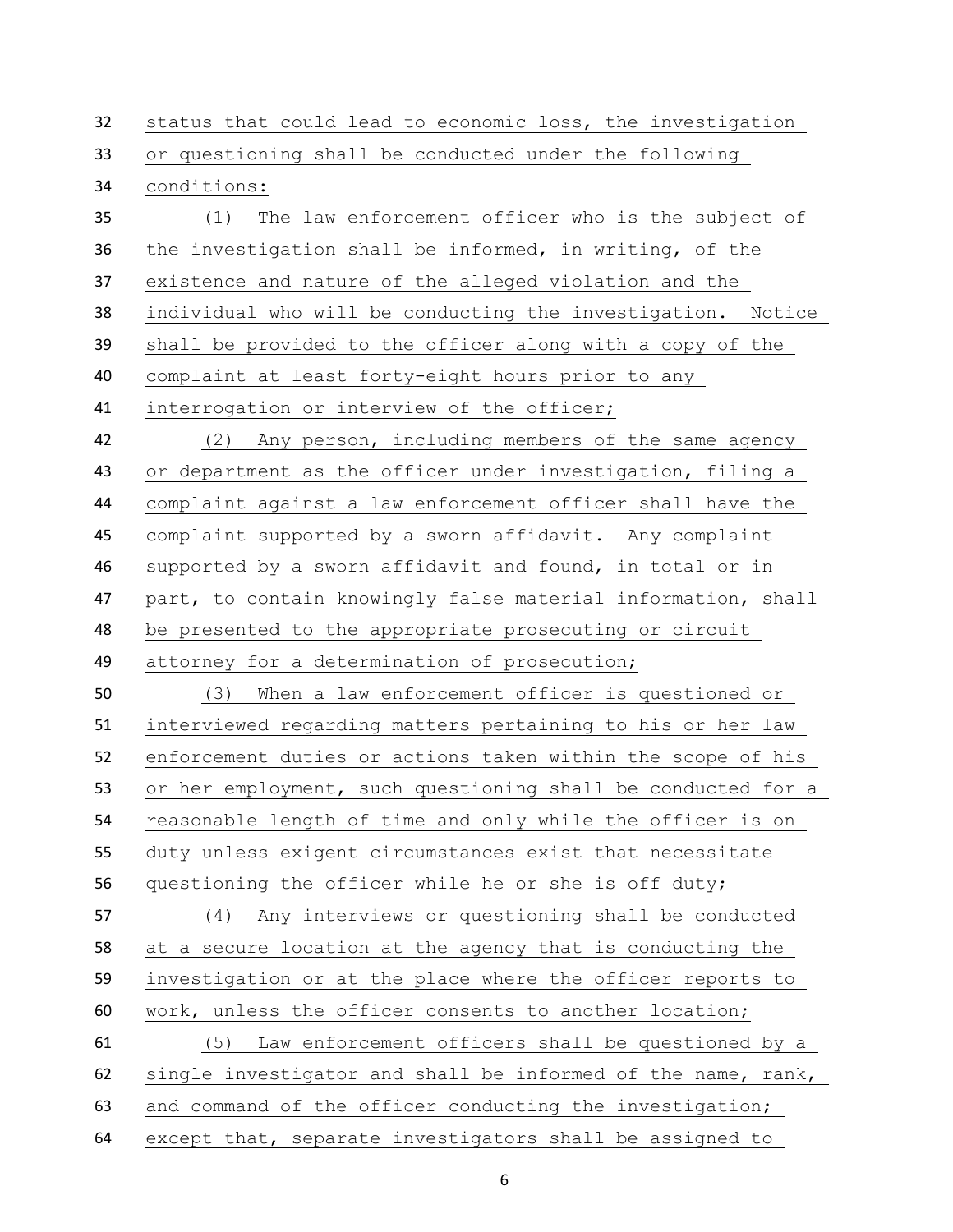status that could lead to economic loss, the investigation or questioning shall be conducted under the following conditions:

(1) The law enforcement officer who is the subject of the investigation shall be informed, in writing, of the existence and nature of the alleged violation and the individual who will be conducting the investigation. Notice shall be provided to the officer along with a copy of the complaint at least forty-eight hours prior to any interrogation or interview of the officer;

(2) Any person, including members of the same agency or department as the officer under investigation, filing a complaint against a law enforcement officer shall have the complaint supported by a sworn affidavit. Any complaint supported by a sworn affidavit and found, in total or in part, to contain knowingly false material information, shall be presented to the appropriate prosecuting or circuit attorney for a determination of prosecution;

(3) When a law enforcement officer is questioned or interviewed regarding matters pertaining to his or her law enforcement duties or actions taken within the scope of his or her employment, such questioning shall be conducted for a reasonable length of time and only while the officer is on duty unless exigent circumstances exist that necessitate questioning the officer while he or she is off duty;

(4) Any interviews or questioning shall be conducted at a secure location at the agency that is conducting the investigation or at the place where the officer reports to work, unless the officer consents to another location;

(5) Law enforcement officers shall be questioned by a single investigator and shall be informed of the name, rank, and command of the officer conducting the investigation; except that, separate investigators shall be assigned to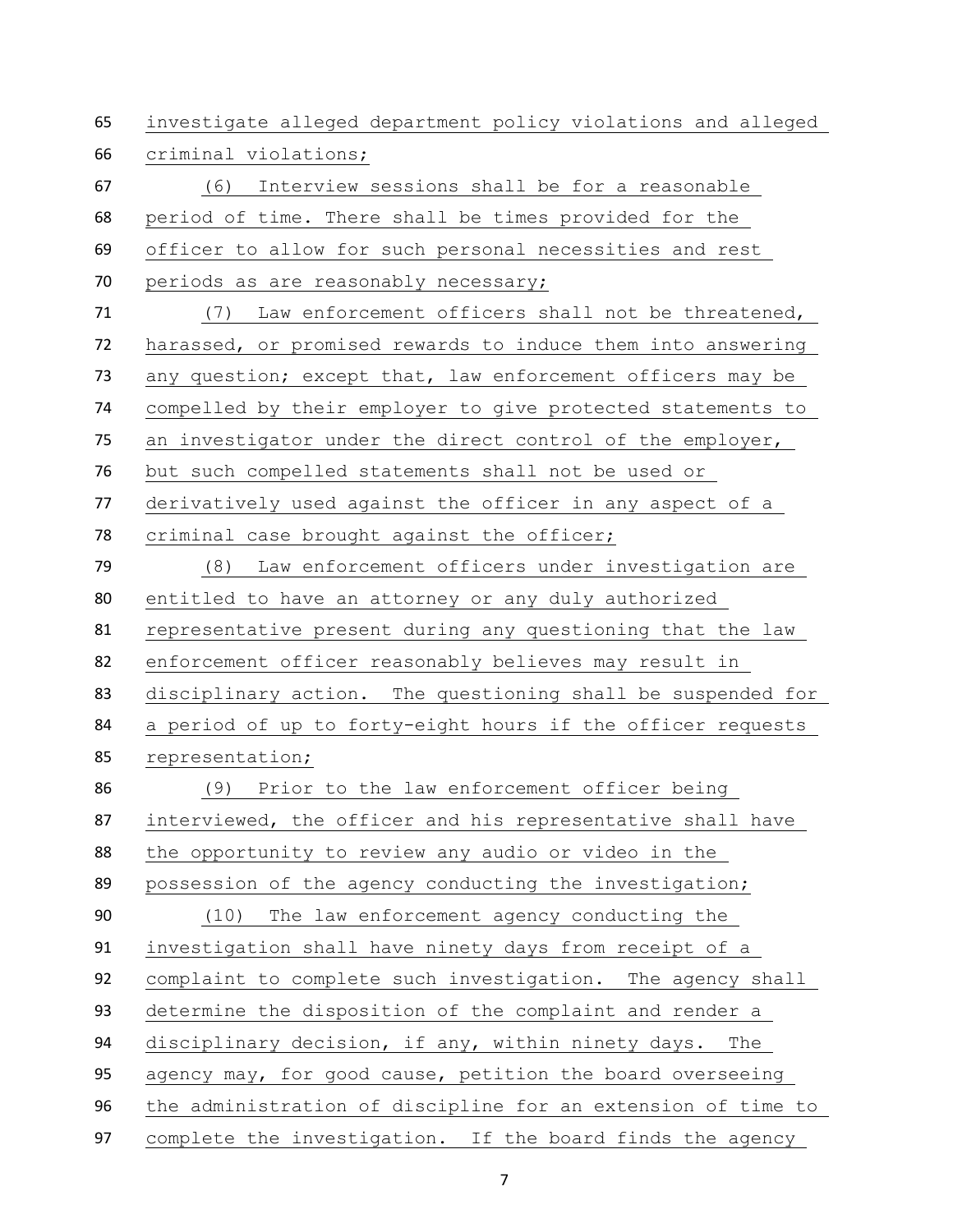investigate alleged department policy violations and alleged criminal violations;

(6) Interview sessions shall be for a reasonable period of time. There shall be times provided for the officer to allow for such personal necessities and rest periods as are reasonably necessary;

(7) Law enforcement officers shall not be threatened, harassed, or promised rewards to induce them into answering any question; except that, law enforcement officers may be compelled by their employer to give protected statements to an investigator under the direct control of the employer, but such compelled statements shall not be used or derivatively used against the officer in any aspect of a criminal case brought against the officer;

(8) Law enforcement officers under investigation are entitled to have an attorney or any duly authorized representative present during any questioning that the law enforcement officer reasonably believes may result in disciplinary action. The questioning shall be suspended for a period of up to forty-eight hours if the officer requests representation;

(9) Prior to the law enforcement officer being interviewed, the officer and his representative shall have the opportunity to review any audio or video in the possession of the agency conducting the investigation;

(10) The law enforcement agency conducting the investigation shall have ninety days from receipt of a complaint to complete such investigation. The agency shall determine the disposition of the complaint and render a disciplinary decision, if any, within ninety days. The agency may, for good cause, petition the board overseeing the administration of discipline for an extension of time to complete the investigation. If the board finds the agency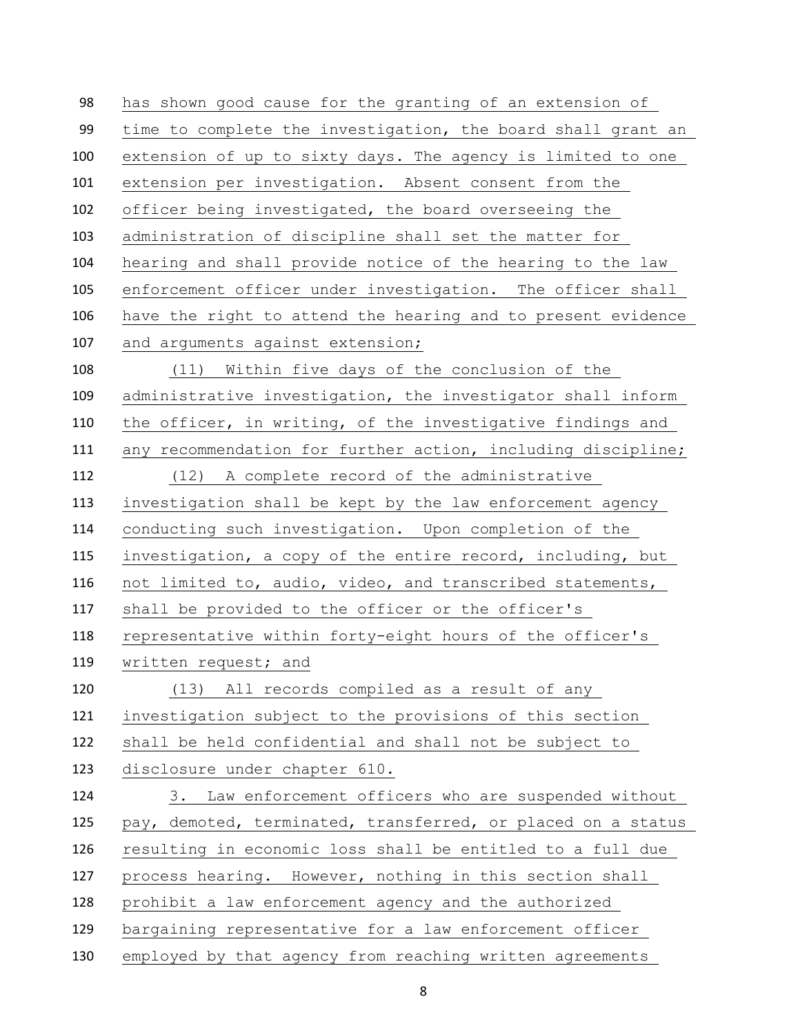has shown good cause for the granting of an extension of time to complete the investigation, the board shall grant an extension of up to sixty days. The agency is limited to one extension per investigation. Absent consent from the officer being investigated, the board overseeing the administration of discipline shall set the matter for hearing and shall provide notice of the hearing to the law enforcement officer under investigation. The officer shall have the right to attend the hearing and to present evidence and arguments against extension;

(11) Within five days of the conclusion of the administrative investigation, the investigator shall inform the officer, in writing, of the investigative findings and any recommendation for further action, including discipline;

(12) A complete record of the administrative investigation shall be kept by the law enforcement agency conducting such investigation. Upon completion of the investigation, a copy of the entire record, including, but not limited to, audio, video, and transcribed statements, shall be provided to the officer or the officer's representative within forty-eight hours of the officer's written request; and

(13) All records compiled as a result of any investigation subject to the provisions of this section shall be held confidential and shall not be subject to disclosure under chapter 610.

3. Law enforcement officers who are suspended without pay, demoted, terminated, transferred, or placed on a status resulting in economic loss shall be entitled to a full due process hearing. However, nothing in this section shall prohibit a law enforcement agency and the authorized bargaining representative for a law enforcement officer employed by that agency from reaching written agreements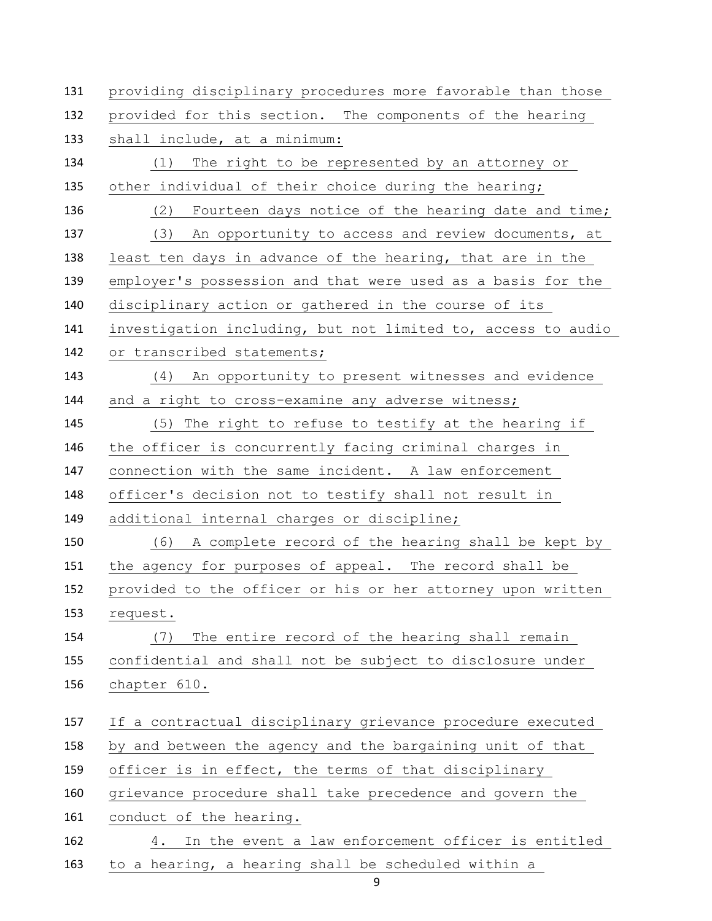providing disciplinary procedures more favorable than those provided for this section. The components of the hearing shall include, at a minimum:

(1) The right to be represented by an attorney or other individual of their choice during the hearing;

(2) Fourteen days notice of the hearing date and time;

(3) An opportunity to access and review documents, at least ten days in advance of the hearing, that are in the employer's possession and that were used as a basis for the disciplinary action or gathered in the course of its investigation including, but not limited to, access to audio or transcribed statements;

(4) An opportunity to present witnesses and evidence and a right to cross-examine any adverse witness;

(5) The right to refuse to testify at the hearing if the officer is concurrently facing criminal charges in connection with the same incident. A law enforcement officer's decision not to testify shall not result in additional internal charges or discipline;

(6) A complete record of the hearing shall be kept by the agency for purposes of appeal. The record shall be provided to the officer or his or her attorney upon written request.

(7) The entire record of the hearing shall remain confidential and shall not be subject to disclosure under chapter 610.

If a contractual disciplinary grievance procedure executed by and between the agency and the bargaining unit of that officer is in effect, the terms of that disciplinary grievance procedure shall take precedence and govern the conduct of the hearing.

4. In the event a law enforcement officer is entitled to a hearing, a hearing shall be scheduled within a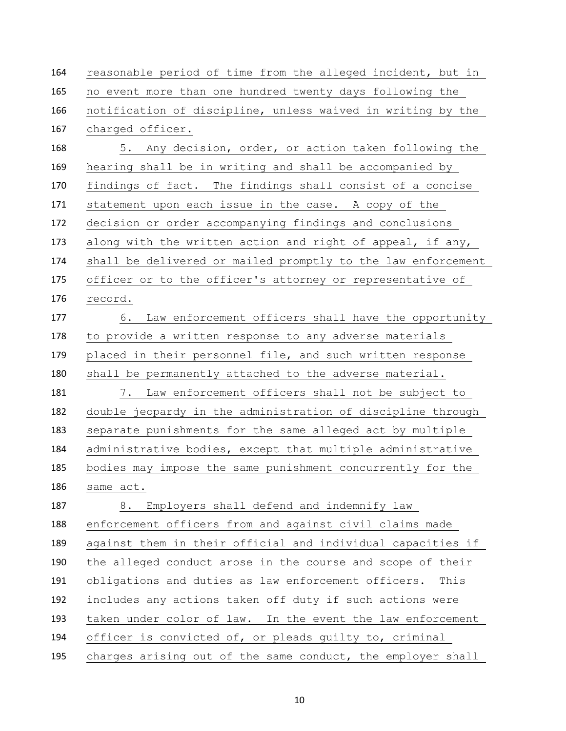reasonable period of time from the alleged incident, but in no event more than one hundred twenty days following the notification of discipline, unless waived in writing by the charged officer.

5. Any decision, order, or action taken following the hearing shall be in writing and shall be accompanied by findings of fact. The findings shall consist of a concise statement upon each issue in the case. A copy of the decision or order accompanying findings and conclusions along with the written action and right of appeal, if any, shall be delivered or mailed promptly to the law enforcement officer or to the officer's attorney or representative of record.

6. Law enforcement officers shall have the opportunity to provide a written response to any adverse materials placed in their personnel file, and such written response shall be permanently attached to the adverse material.

7. Law enforcement officers shall not be subject to double jeopardy in the administration of discipline through separate punishments for the same alleged act by multiple administrative bodies, except that multiple administrative bodies may impose the same punishment concurrently for the same act.

8. Employers shall defend and indemnify law enforcement officers from and against civil claims made against them in their official and individual capacities if the alleged conduct arose in the course and scope of their obligations and duties as law enforcement officers. This includes any actions taken off duty if such actions were taken under color of law. In the event the law enforcement officer is convicted of, or pleads guilty to, criminal charges arising out of the same conduct, the employer shall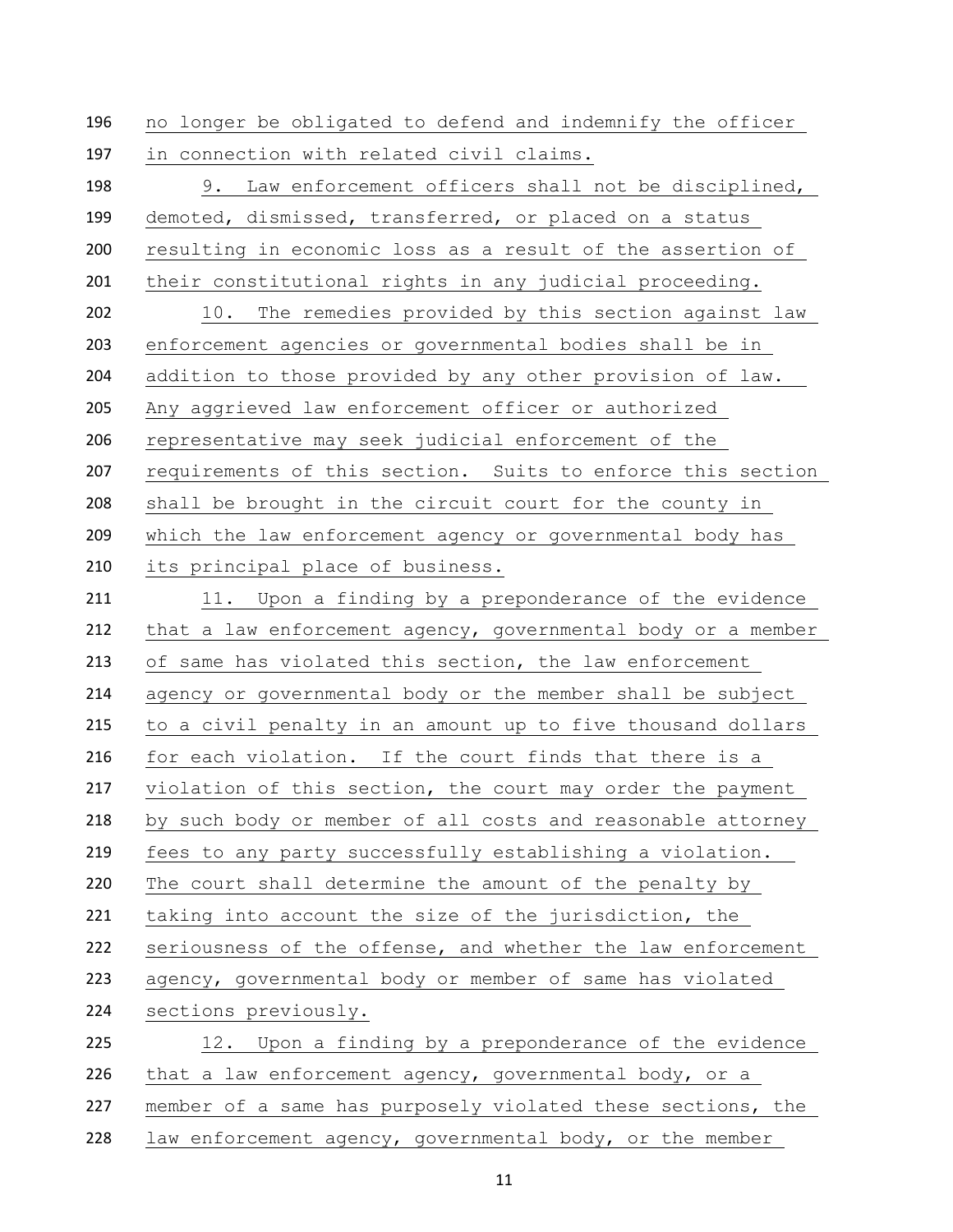no longer be obligated to defend and indemnify the officer in connection with related civil claims.

9. Law enforcement officers shall not be disciplined, demoted, dismissed, transferred, or placed on a status resulting in economic loss as a result of the assertion of their constitutional rights in any judicial proceeding.

10. The remedies provided by this section against law enforcement agencies or governmental bodies shall be in addition to those provided by any other provision of law. Any aggrieved law enforcement officer or authorized representative may seek judicial enforcement of the requirements of this section. Suits to enforce this section shall be brought in the circuit court for the county in which the law enforcement agency or governmental body has its principal place of business.

11. Upon a finding by a preponderance of the evidence that a law enforcement agency, governmental body or a member of same has violated this section, the law enforcement agency or governmental body or the member shall be subject to a civil penalty in an amount up to five thousand dollars for each violation. If the court finds that there is a violation of this section, the court may order the payment by such body or member of all costs and reasonable attorney fees to any party successfully establishing a violation. The court shall determine the amount of the penalty by taking into account the size of the jurisdiction, the seriousness of the offense, and whether the law enforcement agency, governmental body or member of same has violated sections previously.

12. Upon a finding by a preponderance of the evidence that a law enforcement agency, governmental body, or a member of a same has purposely violated these sections, the law enforcement agency, governmental body, or the member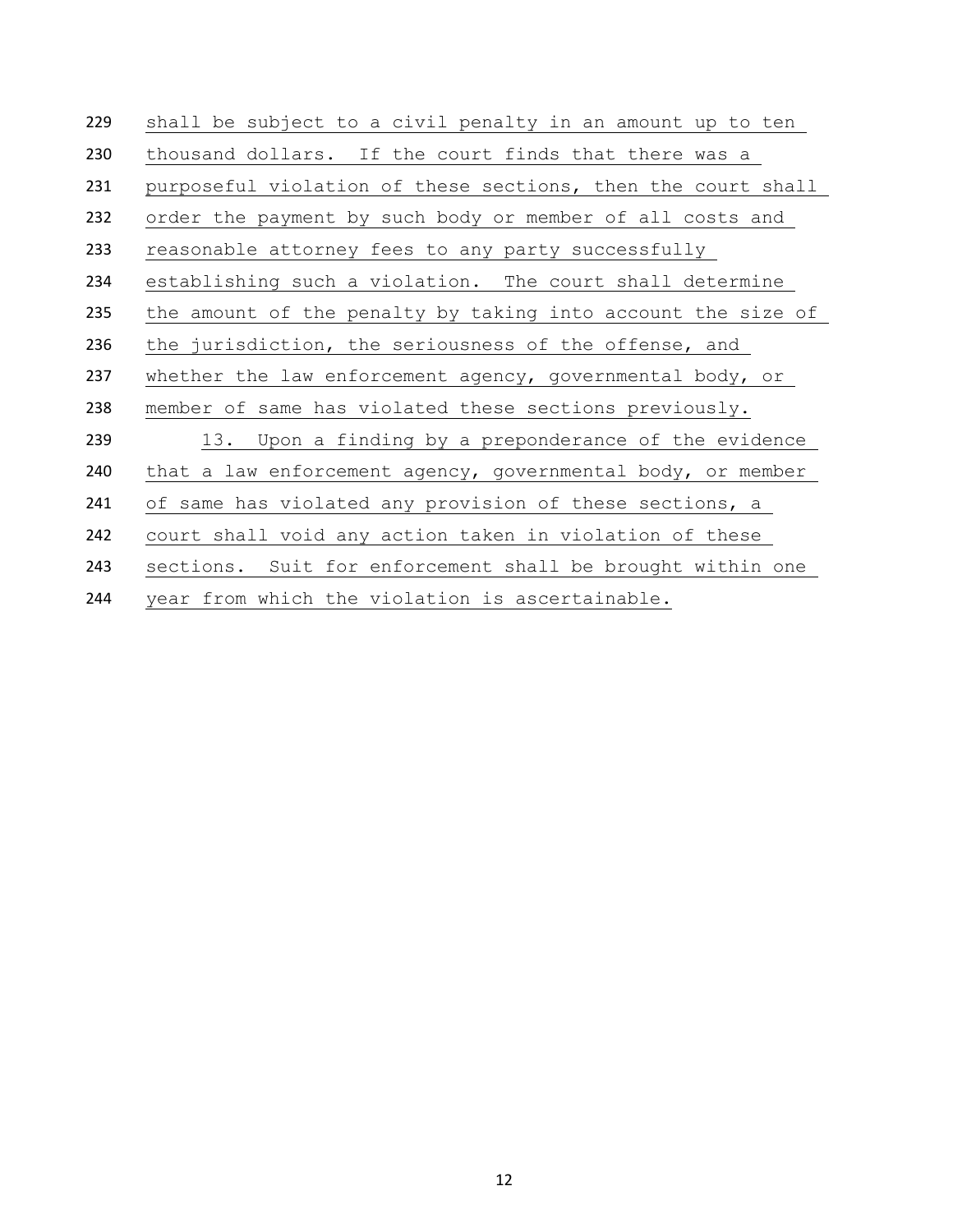shall be subject to a civil penalty in an amount up to ten thousand dollars. If the court finds that there was a purposeful violation of these sections, then the court shall order the payment by such body or member of all costs and reasonable attorney fees to any party successfully establishing such a violation. The court shall determine the amount of the penalty by taking into account the size of the jurisdiction, the seriousness of the offense, and whether the law enforcement agency, governmental body, or member of same has violated these sections previously.

13. Upon a finding by a preponderance of the evidence that a law enforcement agency, governmental body, or member of same has violated any provision of these sections, a court shall void any action taken in violation of these sections. Suit for enforcement shall be brought within one year from which the violation is ascertainable.